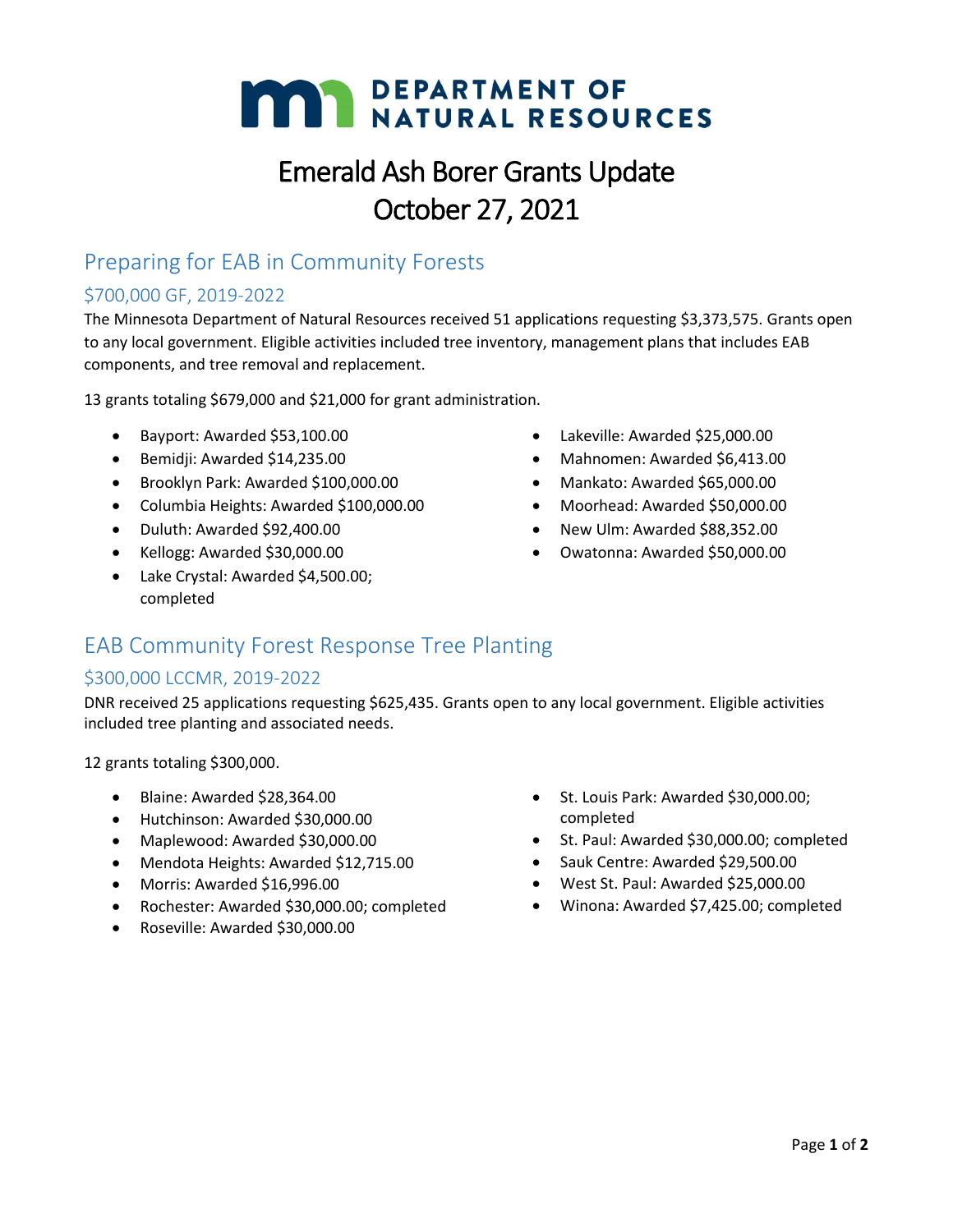# Emerald Ash Borer Grants Update
# October 27, 2021

## Preparing for EAB in Community Forests

### $700,000 GF, 2019-2022

The Minnesota Department of Natural Resources received 51 applications requesting $3,373,575. Grants open to any local government. Eligible activities included tree inventory, management plans that includes EAB components, and tree removal and replacement.

13 grants totaling $679,000 and $21,000 for grant administration.

- Bayport: Awarded $53,100.00
- Bemidji: Awarded $14,235.00
- Brooklyn Park: Awarded $100,000.00
- Columbia Heights: Awarded $100,000.00
- Duluth: Awarded $92,400.00
- Kellogg: Awarded $30,000.00
- Lake Crystal: Awarded $4,500.00; completed
- Lakeville: Awarded $25,000.00
- Mahnomen: Awarded $6,413.00
- Mankato: Awarded $65,000.00
- Moorhead: Awarded $50,000.00
- New Ulm: Awarded $88,352.00
- Owatonna: Awarded $50,000.00

## EAB Community Forest Response Tree Planting

### $300,000 LCCMR, 2019-2022

DNR received 25 applications requesting $625,435. Grants open to any local government. Eligible activities included tree planting and associated needs.

12 grants totaling $300,000.

- Blaine: Awarded $28,364.00
- Hutchinson: Awarded $30,000.00
- Maplewood: Awarded $30,000.00
- Mendota Heights: Awarded $12,715.00
- Morris: Awarded $16,996.00
- Rochester: Awarded $30,000.00; completed
- Roseville: Awarded $30,000.00
- St. Louis Park: Awarded $30,000.00; completed
- St. Paul: Awarded $30,000.00; completed
- Sauk Centre: Awarded $29,500.00
- West St. Paul: Awarded $25,000.00
- Winona: Awarded $7,425.00; completed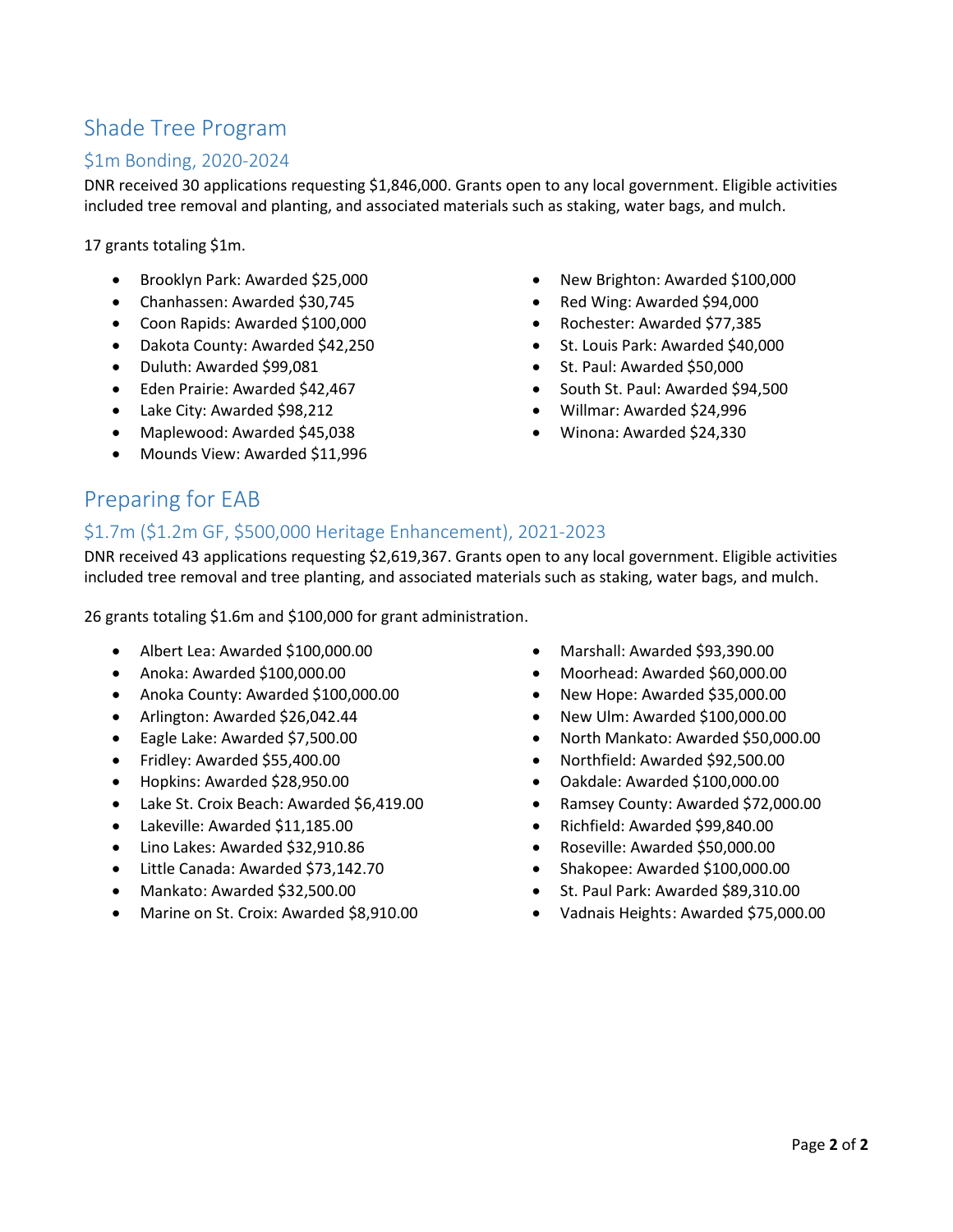## Shade Tree Program

### $1m Bonding, 2020-2024

DNR received 30 applications requesting $1,846,000. Grants open to any local government. Eligible activities included tree removal and planting, and associated materials such as staking, water bags, and mulch.

17 grants totaling $1m.

- Brooklyn Park: Awarded $25,000
- Chanhassen: Awarded $30,745
- Coon Rapids: Awarded $100,000
- Dakota County: Awarded $42,250
- Duluth: Awarded $99,081
- Eden Prairie: Awarded $42,467
- Lake City: Awarded $98,212
- Maplewood: Awarded $45,038
- Mounds View: Awarded $11,996
- New Brighton: Awarded $100,000
- Red Wing: Awarded $94,000
- Rochester: Awarded $77,385
- St. Louis Park: Awarded $40,000
- St. Paul: Awarded $50,000
- South St. Paul: Awarded $94,500
- Willmar: Awarded $24,996
- Winona: Awarded $24,330

## Preparing for EAB

### $1.7m ($1.2m GF, $500,000 Heritage Enhancement), 2021-2023

DNR received 43 applications requesting $2,619,367. Grants open to any local government. Eligible activities included tree removal and tree planting, and associated materials such as staking, water bags, and mulch.

26 grants totaling $1.6m and $100,000 for grant administration.

- Albert Lea: Awarded $100,000.00
- Anoka: Awarded $100,000.00
- Anoka County: Awarded $100,000.00
- Arlington: Awarded $26,042.44
- Eagle Lake: Awarded $7,500.00
- Fridley: Awarded $55,400.00
- Hopkins: Awarded $28,950.00
- Lake St. Croix Beach: Awarded $6,419.00
- Lakeville: Awarded $11,185.00
- Lino Lakes: Awarded $32,910.86
- Little Canada: Awarded $73,142.70
- Mankato: Awarded $32,500.00
- Marine on St. Croix: Awarded $8,910.00
- Marshall: Awarded $93,390.00
- Moorhead: Awarded $60,000.00
- New Hope: Awarded $35,000.00
- New Ulm: Awarded $100,000.00
- North Mankato: Awarded $50,000.00
- Northfield: Awarded $92,500.00
- Oakdale: Awarded $100,000.00
- Ramsey County: Awarded $72,000.00
- Richfield: Awarded $99,840.00
- Roseville: Awarded $50,000.00
- Shakopee: Awarded $100,000.00
- St. Paul Park: Awarded $89,310.00
- Vadnais Heights: Awarded $75,000.00